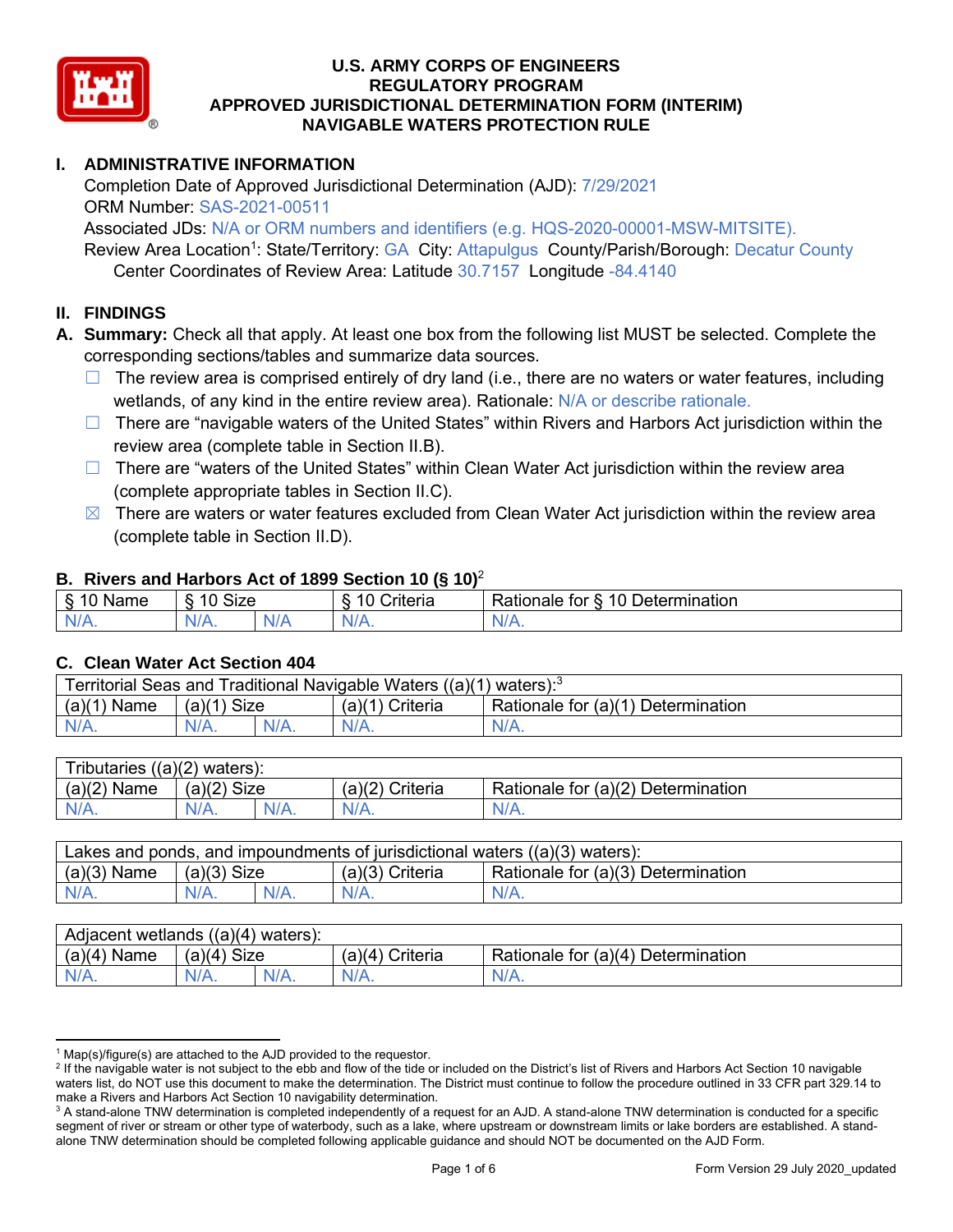# U.S. ARMY CORPS OF ENGINEERS
# REGULATORY PROGRAM
# APPROVED JURISDICTIONAL DETERMINATION FORM (INTERIM)
# NAVIGABLE WATERS PROTECTION RULE

## I. ADMINISTRATIVE INFORMATION

Completion Date of Approved Jurisdictional Determination (AJD): 7/29/2021
ORM Number: SAS-2021-00511
Associated JDs: N/A or ORM numbers and identifiers (e.g. HQS-2020-00001-MSW-MITSITE).
Review Area Location[1]: State/Territory: GA City: Attapulgus County/Parish/Borough: Decatur County
Center Coordinates of Review Area: Latitude 30.7157 Longitude -84.4140

## II. FINDINGS

**A. Summary:** Check all that apply. At least one box from the following list MUST be selected. Complete the corresponding sections/tables and summarize data sources.

- ☐ The review area is comprised entirely of dry land (i.e., there are no waters or water features, including wetlands, of any kind in the entire review area). Rationale: N/A or describe rationale.
- ☐ There are "navigable waters of the United States" within Rivers and Harbors Act jurisdiction within the review area (complete table in Section II.B).
- ☐ There are "waters of the United States" within Clean Water Act jurisdiction within the review area (complete appropriate tables in Section II.C).
- ☒ There are waters or water features excluded from Clean Water Act jurisdiction within the review area (complete table in Section II.D).

### B. Rivers and Harbors Act of 1899 Section 10 (§ 10)[2]

| § 10 Name | § 10 Size | | § 10 Criteria | Rationale for § 10 Determination |
|---|---|---|---|---|
| N/A. | N/A. | N/A | N/A. | N/A. |

### C. Clean Water Act Section 404

| Territorial Seas and Traditional Navigable Waters ((a)(1) waters):[3] | | | | |
|---|---|---|---|---|
| (a)(1) Name | (a)(1) Size | | (a)(1) Criteria | Rationale for (a)(1) Determination |
| N/A. | N/A. | N/A. | N/A. | N/A. |

| Tributaries ((a)(2) waters): | | | | |
|---|---|---|---|---|
| (a)(2) Name | (a)(2) Size | | (a)(2) Criteria | Rationale for (a)(2) Determination |
| N/A. | N/A. | N/A. | N/A. | N/A. |

| Lakes and ponds, and impoundments of jurisdictional waters ((a)(3) waters): | | | | |
|---|---|---|---|---|
| (a)(3) Name | (a)(3) Size | | (a)(3) Criteria | Rationale for (a)(3) Determination |
| N/A. | N/A. | N/A. | N/A. | N/A. |

| Adjacent wetlands ((a)(4) waters): | | | | |
|---|---|---|---|---|
| (a)(4) Name | (a)(4) Size | | (a)(4) Criteria | Rationale for (a)(4) Determination |
| N/A. | N/A. | N/A. | N/A. | N/A. |

---

[1] Map(s)/figure(s) are attached to the AJD provided to the requestor.

[2] If the navigable water is not subject to the ebb and flow of the tide or included on the District's list of Rivers and Harbors Act Section 10 navigable waters list, do NOT use this document to make the determination. The District must continue to follow the procedure outlined in 33 CFR part 329.14 to make a Rivers and Harbors Act Section 10 navigability determination.

[3] A stand-alone TNW determination is completed independently of a request for an AJD. A stand-alone TNW determination is conducted for a specific segment of river or stream or other type of waterbody, such as a lake, where upstream or downstream limits or lake borders are established. A stand-alone TNW determination should be completed following applicable guidance and should NOT be documented on the AJD Form.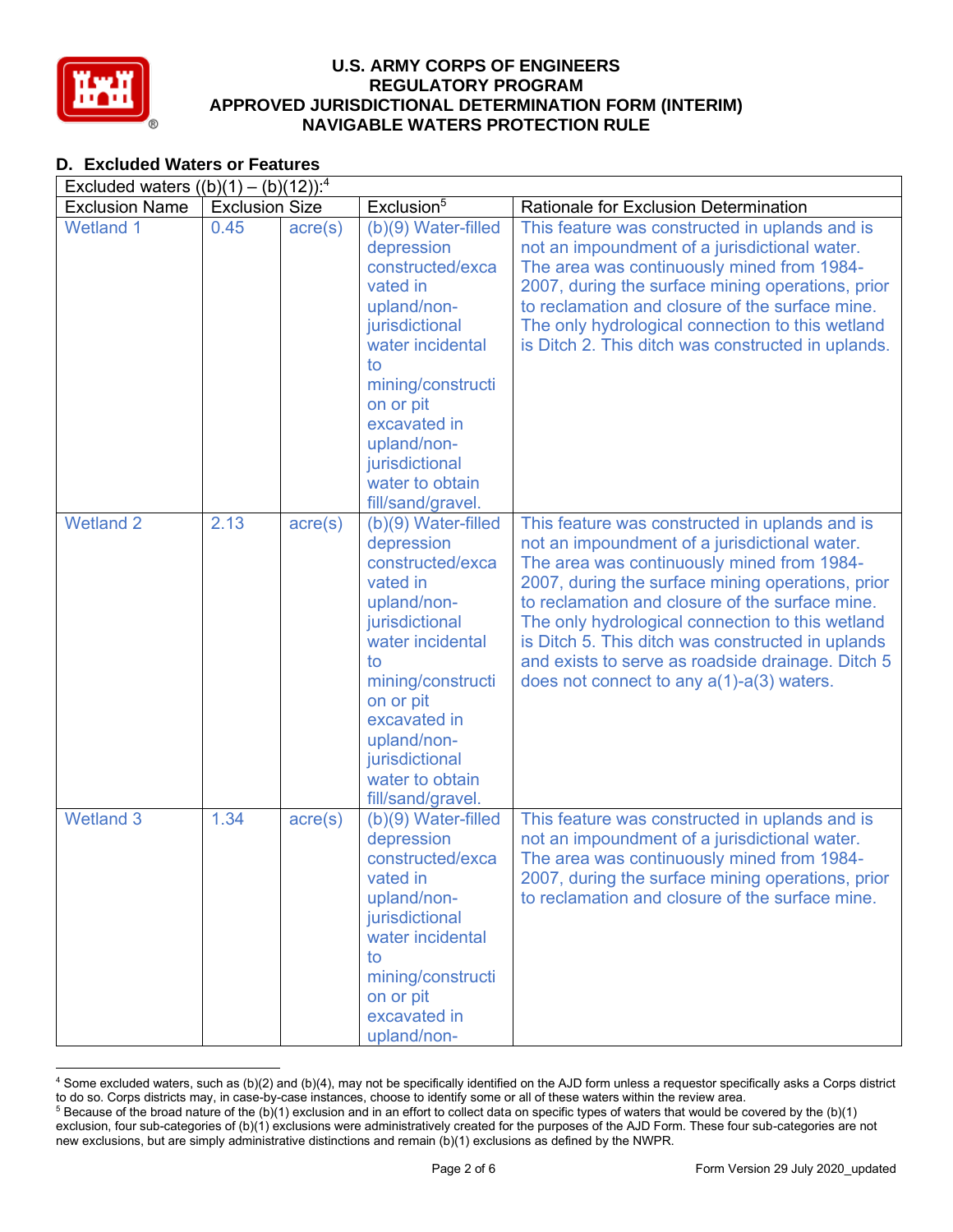## D. Excluded Waters or Features

| Excluded waters ((b)(1) – (b)(12)):[4] | | | | |
|---|---|---|---|---|
| Exclusion Name | Exclusion Size | | Exclusion[5] | Rationale for Exclusion Determination |
| Wetland 1 | 0.45 | acre(s) | (b)(9) Water-filled depression constructed/excavated in upland/non-jurisdictional water incidental to mining/construction or pit excavated in upland/non-jurisdictional water to obtain fill/sand/gravel. | This feature was constructed in uplands and is not an impoundment of a jurisdictional water. The area was continuously mined from 1984-2007, during the surface mining operations, prior to reclamation and closure of the surface mine. The only hydrological connection to this wetland is Ditch 2. This ditch was constructed in uplands. |
| Wetland 2 | 2.13 | acre(s) | (b)(9) Water-filled depression constructed/excavated in upland/non-jurisdictional water incidental to mining/construction or pit excavated in upland/non-jurisdictional water to obtain fill/sand/gravel. | This feature was constructed in uplands and is not an impoundment of a jurisdictional water. The area was continuously mined from 1984-2007, during the surface mining operations, prior to reclamation and closure of the surface mine. The only hydrological connection to this wetland is Ditch 5. This ditch was constructed in uplands and exists to serve as roadside drainage. Ditch 5 does not connect to any a(1)-a(3) waters. |
| Wetland 3 | 1.34 | acre(s) | (b)(9) Water-filled depression constructed/excavated in upland/non-jurisdictional water incidental to mining/construction or pit excavated in upland/non- | This feature was constructed in uplands and is not an impoundment of a jurisdictional water. The area was continuously mined from 1984-2007, during the surface mining operations, prior to reclamation and closure of the surface mine. |

[4] Some excluded waters, such as (b)(2) and (b)(4), may not be specifically identified on the AJD form unless a requestor specifically asks a Corps district to do so. Corps districts may, in case-by-case instances, choose to identify some or all of these waters within the review area.
[5] Because of the broad nature of the (b)(1) exclusion and in an effort to collect data on specific types of waters that would be covered by the (b)(1) exclusion, four sub-categories of (b)(1) exclusions were administratively created for the purposes of the AJD Form. These four sub-categories are not new exclusions, but are simply administrative distinctions and remain (b)(1) exclusions as defined by the NWPR.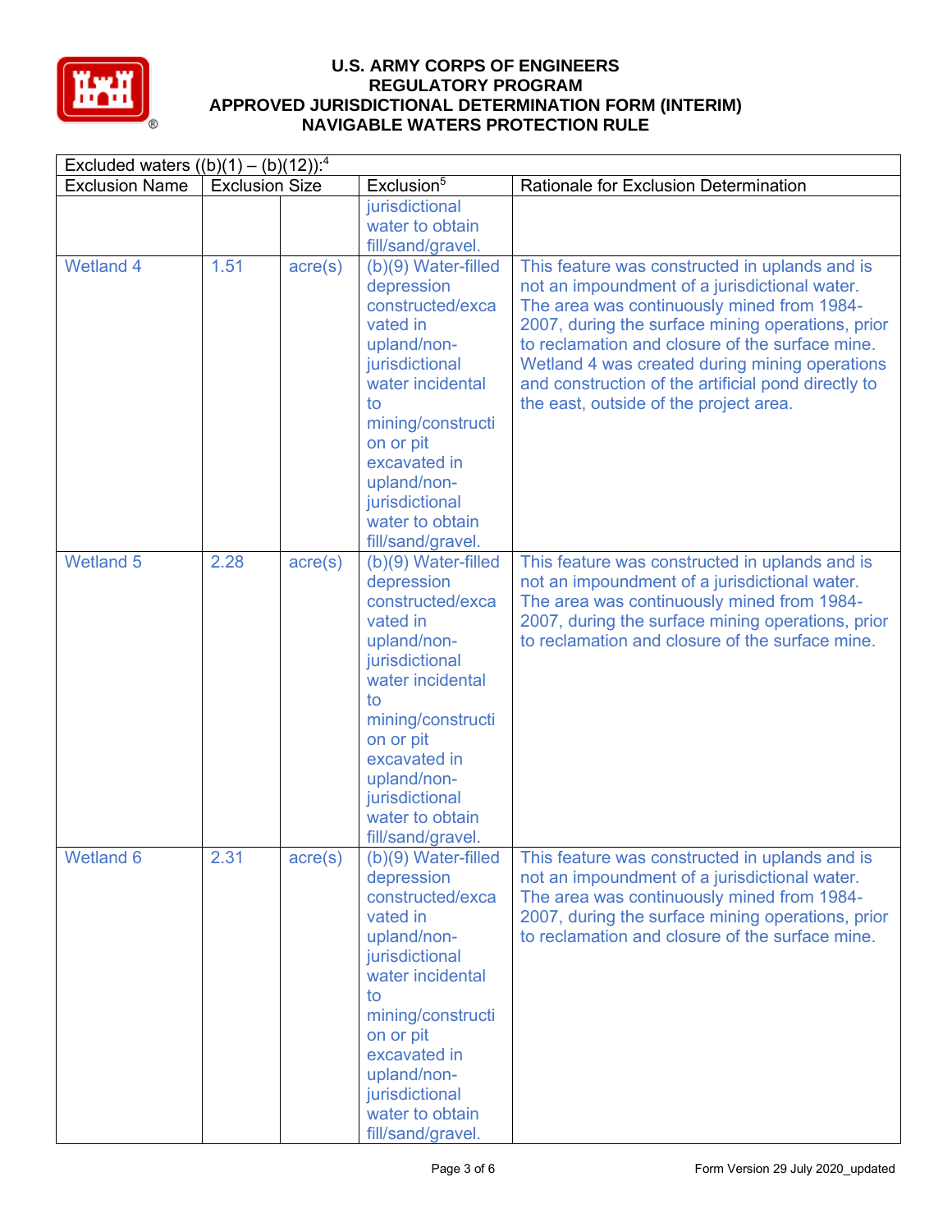# U.S. ARMY CORPS OF ENGINEERS
# REGULATORY PROGRAM
# APPROVED JURISDICTIONAL DETERMINATION FORM (INTERIM)
# NAVIGABLE WATERS PROTECTION RULE

| Excluded waters ((b)(1) – (b)(12)):[4] | | | | |
|---|---|---|---|---|
| Exclusion Name | Exclusion Size | | Exclusion[5] | Rationale for Exclusion Determination |
| | | | jurisdictional water to obtain fill/sand/gravel. | |
| Wetland 4 | 1.51 | acre(s) | (b)(9) Water-filled depression constructed/excavated in upland/non-jurisdictional water incidental to mining/construction or pit excavated in upland/non-jurisdictional water to obtain fill/sand/gravel. | This feature was constructed in uplands and is not an impoundment of a jurisdictional water. The area was continuously mined from 1984-2007, during the surface mining operations, prior to reclamation and closure of the surface mine. Wetland 4 was created during mining operations and construction of the artificial pond directly to the east, outside of the project area. |
| Wetland 5 | 2.28 | acre(s) | (b)(9) Water-filled depression constructed/excavated in upland/non-jurisdictional water incidental to mining/construction or pit excavated in upland/non-jurisdictional water to obtain fill/sand/gravel. | This feature was constructed in uplands and is not an impoundment of a jurisdictional water. The area was continuously mined from 1984-2007, during the surface mining operations, prior to reclamation and closure of the surface mine. |
| Wetland 6 | 2.31 | acre(s) | (b)(9) Water-filled depression constructed/excavated in upland/non-jurisdictional water incidental to mining/construction or pit excavated in upland/non-jurisdictional water to obtain fill/sand/gravel. | This feature was constructed in uplands and is not an impoundment of a jurisdictional water. The area was continuously mined from 1984-2007, during the surface mining operations, prior to reclamation and closure of the surface mine. |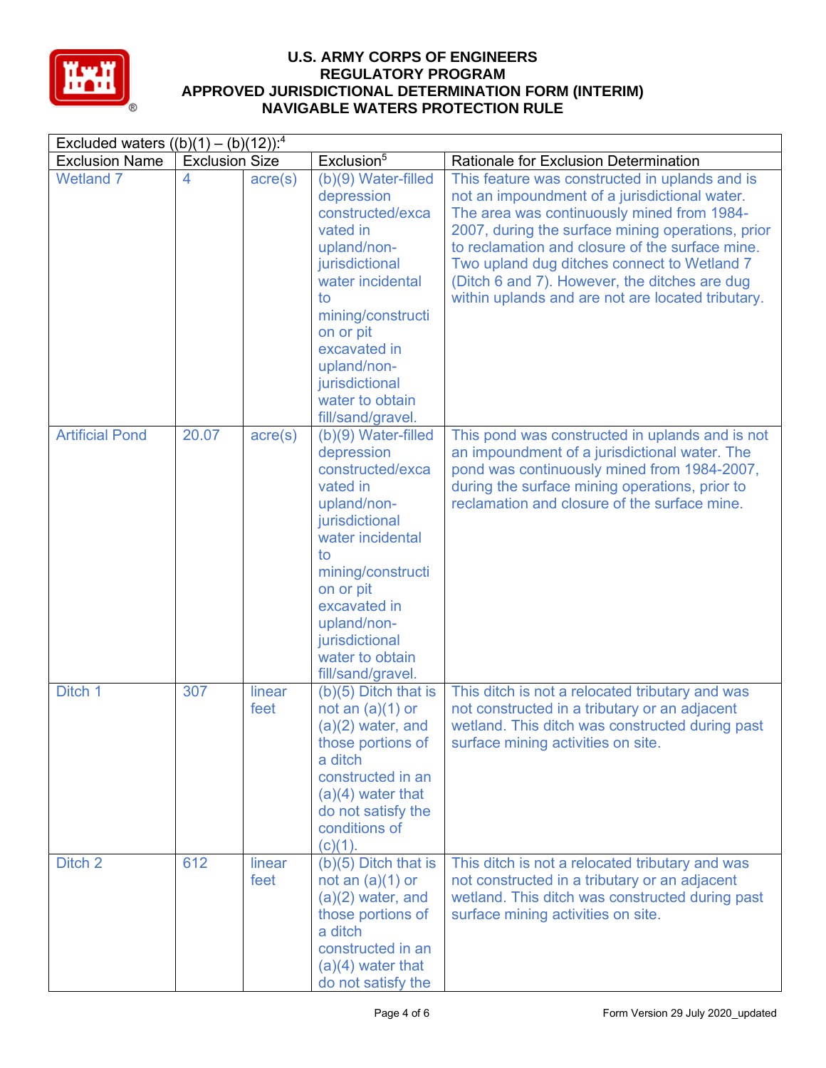# U.S. ARMY CORPS OF ENGINEERS
## REGULATORY PROGRAM
## APPROVED JURISDICTIONAL DETERMINATION FORM (INTERIM)
## NAVIGABLE WATERS PROTECTION RULE

| Excluded waters ((b)(1) – (b)(12)):[4] | | | | |
|---|---|---|---|---|
| Exclusion Name | Exclusion Size | | Exclusion[5] | Rationale for Exclusion Determination |
| Wetland 7 | 4 | acre(s) | (b)(9) Water-filled depression constructed/excavated in upland/non-jurisdictional water incidental to mining/construction or pit excavated in upland/non-jurisdictional water to obtain fill/sand/gravel. | This feature was constructed in uplands and is not an impoundment of a jurisdictional water. The area was continuously mined from 1984-2007, during the surface mining operations, prior to reclamation and closure of the surface mine. Two upland dug ditches connect to Wetland 7 (Ditch 6 and 7). However, the ditches are dug within uplands and are not are located tributary. |
| Artificial Pond | 20.07 | acre(s) | (b)(9) Water-filled depression constructed/excavated in upland/non-jurisdictional water incidental to mining/construction or pit excavated in upland/non-jurisdictional water to obtain fill/sand/gravel. | This pond was constructed in uplands and is not an impoundment of a jurisdictional water. The pond was continuously mined from 1984-2007, during the surface mining operations, prior to reclamation and closure of the surface mine. |
| Ditch 1 | 307 | linear feet | (b)(5) Ditch that is not an (a)(1) or (a)(2) water, and those portions of a ditch constructed in an (a)(4) water that do not satisfy the conditions of (c)(1). | This ditch is not a relocated tributary and was not constructed in a tributary or an adjacent wetland. This ditch was constructed during past surface mining activities on site. |
| Ditch 2 | 612 | linear feet | (b)(5) Ditch that is not an (a)(1) or (a)(2) water, and those portions of a ditch constructed in an (a)(4) water that do not satisfy the | This ditch is not a relocated tributary and was not constructed in a tributary or an adjacent wetland. This ditch was constructed during past surface mining activities on site. |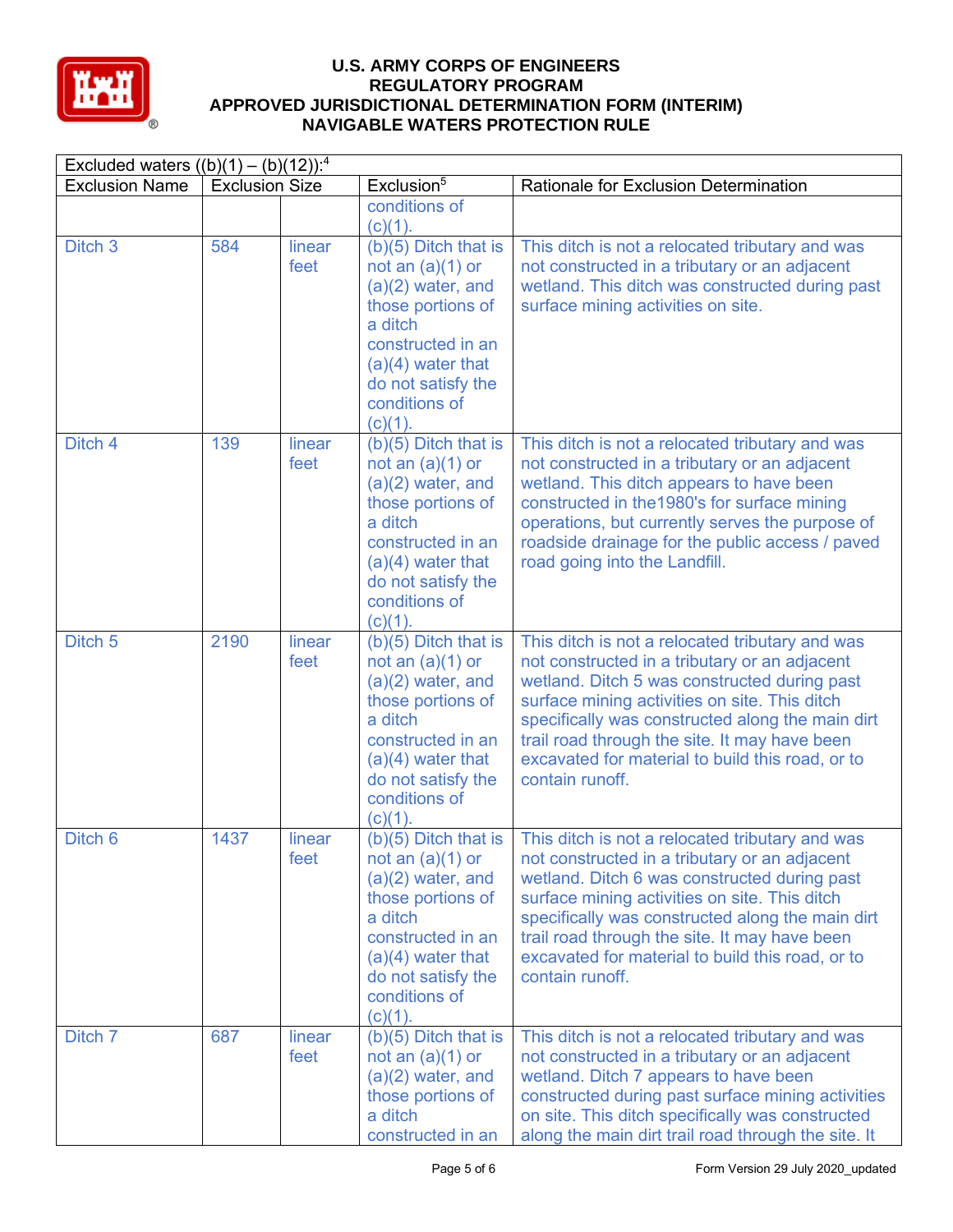# U.S. ARMY CORPS OF ENGINEERS
# REGULATORY PROGRAM
# APPROVED JURISDICTIONAL DETERMINATION FORM (INTERIM)
# NAVIGABLE WATERS PROTECTION RULE

| Excluded waters ((b)(1) – (b)(12)):[4] | | | | |
|---|---|---|---|---|
| Exclusion Name | Exclusion Size | | Exclusion[5] | Rationale for Exclusion Determination |
| | | | conditions of (c)(1). | |
| Ditch 3 | 584 | linear feet | (b)(5) Ditch that is not an (a)(1) or (a)(2) water, and those portions of a ditch constructed in an (a)(4) water that do not satisfy the conditions of (c)(1). | This ditch is not a relocated tributary and was not constructed in a tributary or an adjacent wetland. This ditch was constructed during past surface mining activities on site. |
| Ditch 4 | 139 | linear feet | (b)(5) Ditch that is not an (a)(1) or (a)(2) water, and those portions of a ditch constructed in an (a)(4) water that do not satisfy the conditions of (c)(1). | This ditch is not a relocated tributary and was not constructed in a tributary or an adjacent wetland. This ditch appears to have been constructed in the1980's for surface mining operations, but currently serves the purpose of roadside drainage for the public access / paved road going into the Landfill. |
| Ditch 5 | 2190 | linear feet | (b)(5) Ditch that is not an (a)(1) or (a)(2) water, and those portions of a ditch constructed in an (a)(4) water that do not satisfy the conditions of (c)(1). | This ditch is not a relocated tributary and was not constructed in a tributary or an adjacent wetland. Ditch 5 was constructed during past surface mining activities on site. This ditch specifically was constructed along the main dirt trail road through the site. It may have been excavated for material to build this road, or to contain runoff. |
| Ditch 6 | 1437 | linear feet | (b)(5) Ditch that is not an (a)(1) or (a)(2) water, and those portions of a ditch constructed in an (a)(4) water that do not satisfy the conditions of (c)(1). | This ditch is not a relocated tributary and was not constructed in a tributary or an adjacent wetland. Ditch 6 was constructed during past surface mining activities on site. This ditch specifically was constructed along the main dirt trail road through the site. It may have been excavated for material to build this road, or to contain runoff. |
| Ditch 7 | 687 | linear feet | (b)(5) Ditch that is not an (a)(1) or (a)(2) water, and those portions of a ditch constructed in an | This ditch is not a relocated tributary and was not constructed in a tributary or an adjacent wetland. Ditch 7 appears to have been constructed during past surface mining activities on site. This ditch specifically was constructed along the main dirt trail road through the site. It |

Form Version 29 July 2020_updated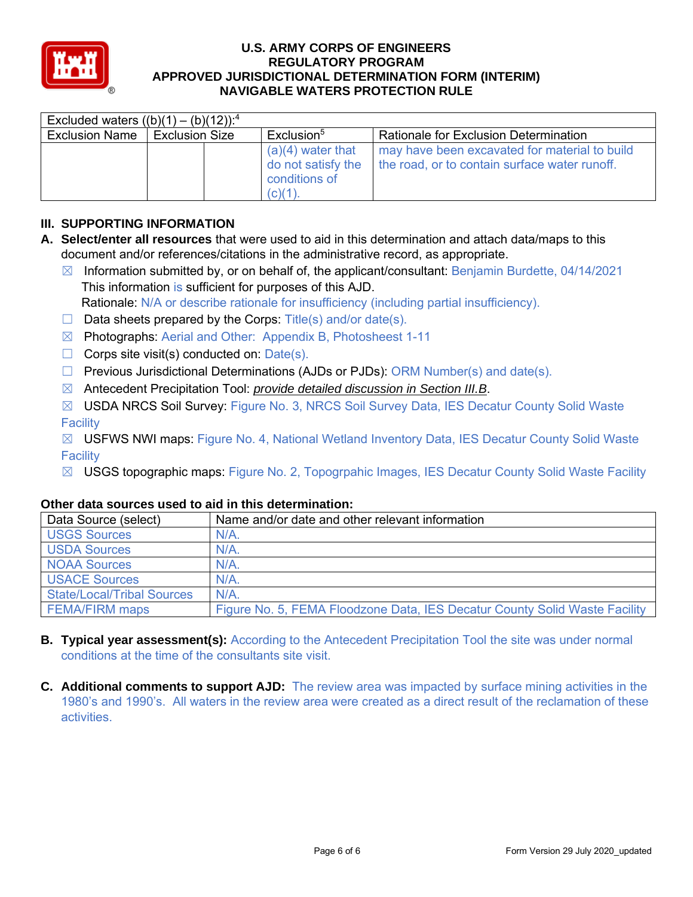**U.S. ARMY CORPS OF ENGINEERS**
**REGULATORY PROGRAM**
**APPROVED JURISDICTIONAL DETERMINATION FORM (INTERIM)**
**NAVIGABLE WATERS PROTECTION RULE**

| Excluded waters ((b)(1) – (b)(12)):[4] | | | |
|---|---|---|---|
| Exclusion Name | Exclusion Size | | Exclusion[5] | Rationale for Exclusion Determination |
| | | | (a)(4) water that do not satisfy the conditions of (c)(1). | may have been excavated for material to build the road, or to contain surface water runoff. |

## III. SUPPORTING INFORMATION

**A. Select/enter all resources** that were used to aid in this determination and attach data/maps to this document and/or references/citations in the administrative record, as appropriate.

☒ Information submitted by, or on behalf of, the applicant/consultant: Benjamin Burdette, 04/14/2021
This information is sufficient for purposes of this AJD.
Rationale: N/A or describe rationale for insufficiency (including partial insufficiency).

☐ Data sheets prepared by the Corps: Title(s) and/or date(s).

☒ Photographs: Aerial and Other: Appendix B, Photosheest 1-11

☐ Corps site visit(s) conducted on: Date(s).

☐ Previous Jurisdictional Determinations (AJDs or PJDs): ORM Number(s) and date(s).

☒ Antecedent Precipitation Tool: *provide detailed discussion in Section III.B*.

☒ USDA NRCS Soil Survey: Figure No. 3, NRCS Soil Survey Data, IES Decatur County Solid Waste Facility

☒ USFWS NWI maps: Figure No. 4, National Wetland Inventory Data, IES Decatur County Solid Waste Facility

☒ USGS topographic maps: Figure No. 2, Topogrpahic Images, IES Decatur County Solid Waste Facility

**Other data sources used to aid in this determination:**

| Data Source (select) | Name and/or date and other relevant information |
|---|---|
| USGS Sources | N/A. |
| USDA Sources | N/A. |
| NOAA Sources | N/A. |
| USACE Sources | N/A. |
| State/Local/Tribal Sources | N/A. |
| FEMA/FIRM maps | Figure No. 5, FEMA Floodzone Data, IES Decatur County Solid Waste Facility |

**B. Typical year assessment(s):** According to the Antecedent Precipitation Tool the site was under normal conditions at the time of the consultants site visit.

**C. Additional comments to support AJD:** The review area was impacted by surface mining activities in the 1980's and 1990's. All waters in the review area were created as a direct result of the reclamation of these activities.